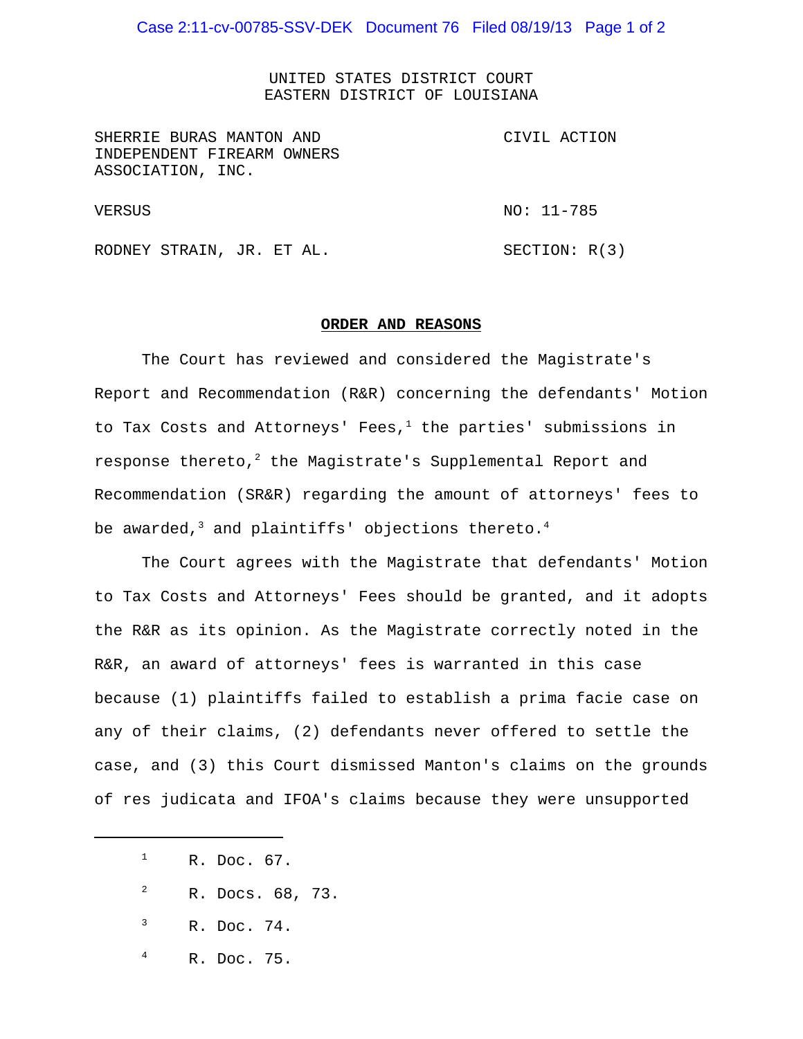UNITED STATES DISTRICT COURT
EASTERN DISTRICT OF LOUISIANA

| | |
|---|---|
| SHERRIE BURAS MANTON AND INDEPENDENT FIREARM OWNERS ASSOCIATION, INC. | CIVIL ACTION |
| VERSUS | NO: 11-785 |
| RODNEY STRAIN, JR. ET AL. | SECTION: R(3) |

**ORDER AND REASONS**

The Court has reviewed and considered the Magistrate's Report and Recommendation (R&R) concerning the defendants' Motion to Tax Costs and Attorneys' Fees,[1] the parties' submissions in response thereto,[2] the Magistrate's Supplemental Report and Recommendation (SR&R) regarding the amount of attorneys' fees to be awarded,[3] and plaintiffs' objections thereto.[4]

The Court agrees with the Magistrate that defendants' Motion to Tax Costs and Attorneys' Fees should be granted, and it adopts the R&R as its opinion. As the Magistrate correctly noted in the R&R, an award of attorneys' fees is warranted in this case because (1) plaintiffs failed to establish a prima facie case on any of their claims, (2) defendants never offered to settle the case, and (3) this Court dismissed Manton's claims on the grounds of res judicata and IFOA's claims because they were unsupported

---

[1] R. Doc. 67.

[2] R. Docs. 68, 73.

[3] R. Doc. 74.

[4] R. Doc. 75.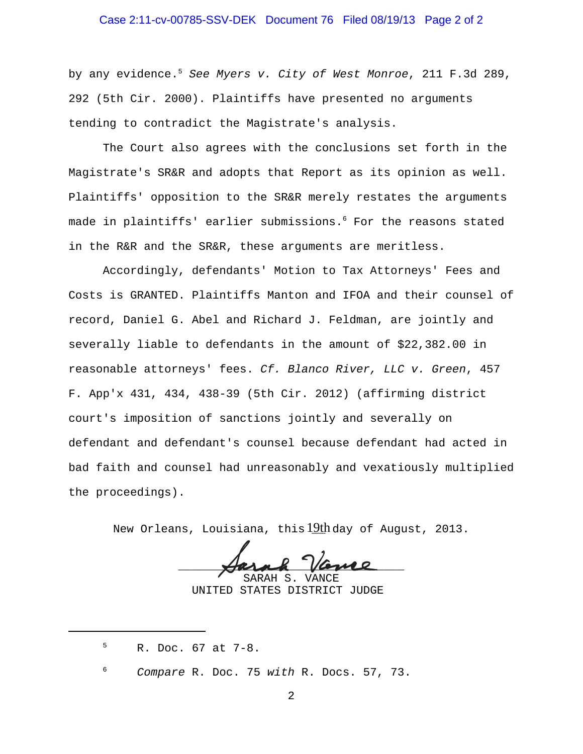by any evidence.[5] *See Myers v. City of West Monroe*, 211 F.3d 289, 292 (5th Cir. 2000). Plaintiffs have presented no arguments tending to contradict the Magistrate's analysis.

The Court also agrees with the conclusions set forth in the Magistrate's SR&R and adopts that Report as its opinion as well. Plaintiffs' opposition to the SR&R merely restates the arguments made in plaintiffs' earlier submissions.[6] For the reasons stated in the R&R and the SR&R, these arguments are meritless.

Accordingly, defendants' Motion to Tax Attorneys' Fees and Costs is GRANTED. Plaintiffs Manton and IFOA and their counsel of record, Daniel G. Abel and Richard J. Feldman, are jointly and severally liable to defendants in the amount of $22,382.00 in reasonable attorneys' fees. *Cf. Blanco River, LLC v. Green*, 457 F. App'x 431, 434, 438-39 (5th Cir. 2012) (affirming district court's imposition of sanctions jointly and severally on defendant and defendant's counsel because defendant had acted in bad faith and counsel had unreasonably and vexatiously multiplied the proceedings).

New Orleans, Louisiana, this 19th day of August, 2013.

SARAH S. VANCE
UNITED STATES DISTRICT JUDGE

---

[5] R. Doc. 67 at 7-8.

[6] *Compare* R. Doc. 75 *with* R. Docs. 57, 73.